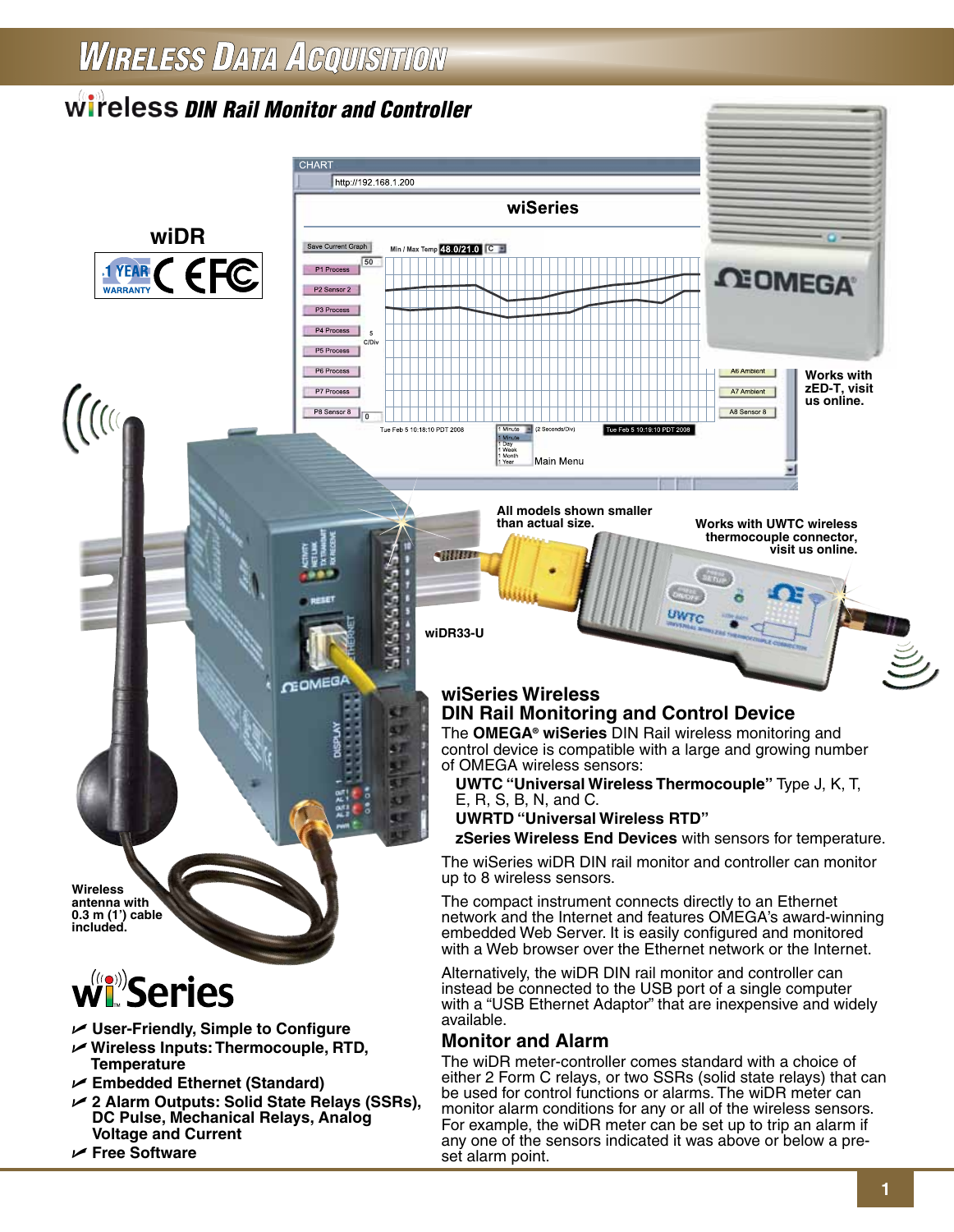# Wireless Data Acquisition

## wireless DIN Rail Monitor and Controller

**wiDR**

1 YEAR WARRANTY

Works with zED-T, visit us online.

All models shown smaller than actual size.

Works with UWTC wireless thermocouple connector, visit us online.

wiDR33-U

Wireless antenna with 0.3 m (1') cable included.

## wiSeries

- User-Friendly, Simple to Configure
- Wireless Inputs: Thermocouple, RTD, Temperature
- Embedded Ethernet (Standard)
- 2 Alarm Outputs: Solid State Relays (SSRs), DC Pulse, Mechanical Relays, Analog Voltage and Current
- Free Software

## wiSeries Wireless DIN Rail Monitoring and Control Device

The **OMEGA® wiSeries** DIN Rail wireless monitoring and control device is compatible with a large and growing number of OMEGA wireless sensors:

**UWTC "Universal Wireless Thermocouple"** Type J, K, T, E, R, S, B, N, and C.

**UWRTD "Universal Wireless RTD"**

**zSeries Wireless End Devices** with sensors for temperature.

The wiSeries wiDR DIN rail monitor and controller can monitor up to 8 wireless sensors.

The compact instrument connects directly to an Ethernet network and the Internet and features OMEGA's award-winning embedded Web Server. It is easily configured and monitored with a Web browser over the Ethernet network or the Internet.

Alternatively, the wiDR DIN rail monitor and controller can instead be connected to the USB port of a single computer with a "USB Ethernet Adaptor" that are inexpensive and widely available.

## Monitor and Alarm

The wiDR meter-controller comes standard with a choice of either 2 Form C relays, or two SSRs (solid state relays) that can be used for control functions or alarms. The wiDR meter can monitor alarm conditions for any or all of the wireless sensors. For example, the wiDR meter can be set up to trip an alarm if any one of the sensors indicated it was above or below a pre-set alarm point.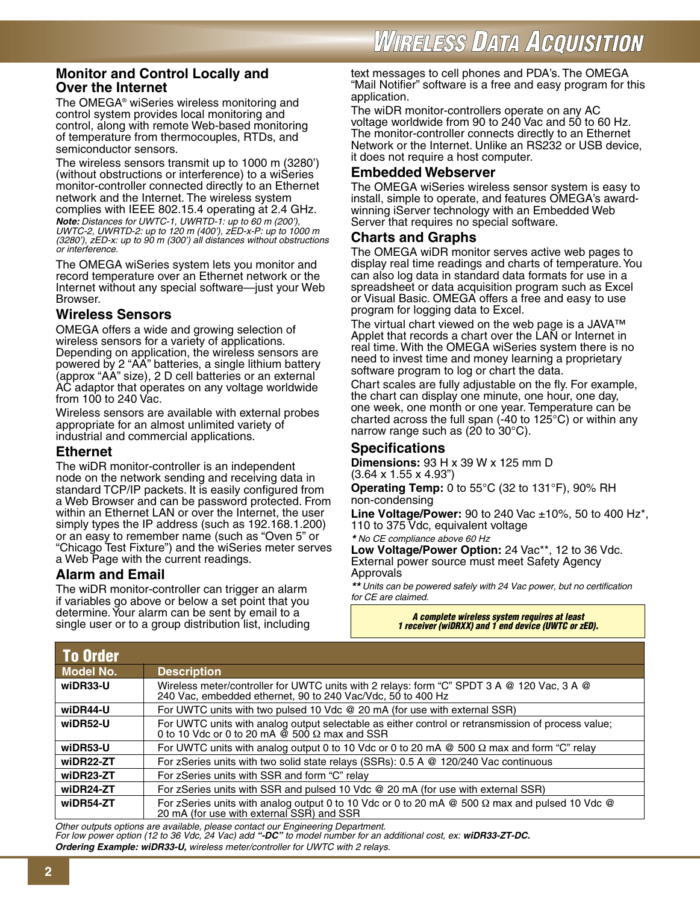## Monitor and Control Locally and Over the Internet

The OMEGA® wiSeries wireless monitoring and control system provides local monitoring and control, along with remote Web-based monitoring of temperature from thermocouples, RTDs, and semiconductor sensors.

The wireless sensors transmit up to 1000 m (3280') (without obstructions or interference) to a wiSeries monitor-controller connected directly to an Ethernet network and the Internet. The wireless system complies with IEEE 802.15.4 operating at 2.4 GHz.

***Note:*** *Distances for UWTC-1, UWRTD-1: up to 60 m (200'), UWTC-2, UWRTD-2: up to 120 m (400'), zED-x-P: up to 1000 m (3280'), zED-x: up to 90 m (300') all distances without obstructions or interference.*

The OMEGA wiSeries system lets you monitor and record temperature over an Ethernet network or the Internet without any special software—just your Web Browser.

### Wireless Sensors

OMEGA offers a wide and growing selection of wireless sensors for a variety of applications. Depending on application, the wireless sensors are powered by 2 "AA" batteries, a single lithium battery (approx "AA" size), 2 D cell batteries or an external AC adaptor that operates on any voltage worldwide from 100 to 240 Vac.

Wireless sensors are available with external probes appropriate for an almost unlimited variety of industrial and commercial applications.

### Ethernet

The wiDR monitor-controller is an independent node on the network sending and receiving data in standard TCP/IP packets. It is easily configured from a Web Browser and can be password protected. From within an Ethernet LAN or over the Internet, the user simply types the IP address (such as 192.168.1.200) or an easy to remember name (such as "Oven 5" or "Chicago Test Fixture") and the wiSeries meter serves a Web Page with the current readings.

### Alarm and Email

The wiDR monitor-controller can trigger an alarm if variables go above or below a set point that you determine. Your alarm can be sent by email to a single user or to a group distribution list, including text messages to cell phones and PDA's. The OMEGA "Mail Notifier" software is a free and easy program for this application.

The wiDR monitor-controllers operate on any AC voltage worldwide from 90 to 240 Vac and 50 to 60 Hz. The monitor-controller connects directly to an Ethernet Network or the Internet. Unlike an RS232 or USB device, it does not require a host computer.

### Embedded Webserver

The OMEGA wiSeries wireless sensor system is easy to install, simple to operate, and features OMEGA's award-winning iServer technology with an Embedded Web Server that requires no special software.

### Charts and Graphs

The OMEGA wiDR monitor serves active web pages to display real time readings and charts of temperature. You can also log data in standard data formats for use in a spreadsheet or data acquisition program such as Excel or Visual Basic. OMEGA offers a free and easy to use program for logging data to Excel.

The virtual chart viewed on the web page is a JAVA™ Applet that records a chart over the LAN or Internet in real time. With the OMEGA wiSeries system there is no need to invest time and money learning a proprietary software program to log or chart the data.

Chart scales are fully adjustable on the fly. For example, the chart can display one minute, one hour, one day, one week, one month or one year. Temperature can be charted across the full span (-40 to 125°C) or within any narrow range such as (20 to 30°C).

### Specifications

**Dimensions:** 93 H x 39 W x 125 mm D (3.64 x 1.55 x 4.93")

**Operating Temp:** 0 to 55°C (32 to 131°F), 90% RH non-condensing

**Line Voltage/Power:** 90 to 240 Vac ±10%, 50 to 400 Hz*, 110 to 375 Vdc, equivalent voltage

*\* No CE compliance above 60 Hz*

**Low Voltage/Power Option:** 24 Vac**, 12 to 36 Vdc. External power source must meet Safety Agency Approvals

*\*\* Units can be powered safely with 24 Vac power, but no certification for CE are claimed.*

***A complete wireless system requires at least 1 receiver (wiDRXX) and 1 end device (UWTC or zED).***

## To Order

| Model No. | Description |
|---|---|
| **wiDR33-U** | Wireless meter/controller for UWTC units with 2 relays: form "C" SPDT 3 A @ 120 Vac, 3 A @ 240 Vac, embedded ethernet, 90 to 240 Vac/Vdc, 50 to 400 Hz |
| **wiDR44-U** | For UWTC units with two pulsed 10 Vdc @ 20 mA (for use with external SSR) |
| **wiDR52-U** | For UWTC units with analog output selectable as either control or retransmission of process value; 0 to 10 Vdc or 0 to 20 mA @ 500 Ω max and SSR |
| **wiDR53-U** | For UWTC units with analog output 0 to 10 Vdc or 0 to 20 mA @ 500 Ω max and form "C" relay |
| **wiDR22-ZT** | For zSeries units with two solid state relays (SSRs): 0.5 A @ 120/240 Vac continuous |
| **wiDR23-ZT** | For zSeries units with SSR and form "C" relay |
| **wiDR24-ZT** | For zSeries units with SSR and pulsed 10 Vdc @ 20 mA (for use with external SSR) |
| **wiDR54-ZT** | For zSeries units with analog output 0 to 10 Vdc or 0 to 20 mA @ 500 Ω max and pulsed 10 Vdc @ 20 mA (for use with external SSR) and SSR |

*Other outputs options are available, please contact our Engineering Department.*
*For low power option (12 to 36 Vdc, 24 Vac) add **"-DC"** to model number for an additional cost, ex: **wiDR33-ZT-DC.***
***Ordering Example: wiDR33-U,** wireless meter/controller for UWTC with 2 relays.*